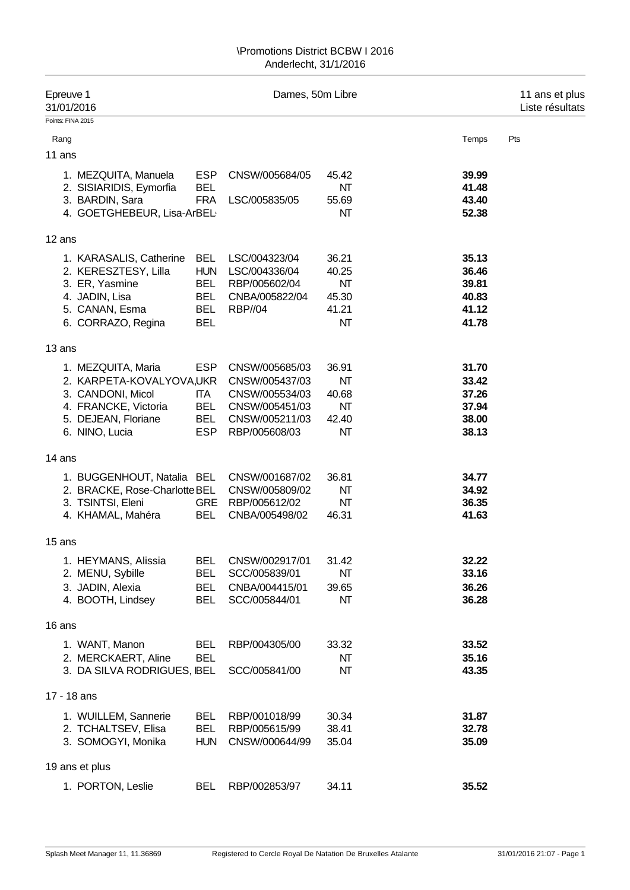\Promotions District BCBW I 2016
Anderlecht, 31/1/2016

| Epreuve 1 | Dames, 50m Libre | 11 ans et plus |
|---|---|---|
| 31/01/2016 | | Liste résultats |

Points: FINA 2015

| Rang | | | | | Temps | Pts |
|---|---|---|---|---|---|---|
| **11 ans** | | | | | | |
| 1. MEZQUITA, Manuela | ESP | CNSW/005684/05 | 45.42 | | **39.99** | |
| 2. SISIARIDIS, Eymorfia | BEL | | NT | | **41.48** | |
| 3. BARDIN, Sara | FRA | LSC/005835/05 | 55.69 | | **43.40** | |
| 4. GOETGHEBEUR, Lisa-Ar | BEL | | NT | | **52.38** | |
| **12 ans** | | | | | | |
| 1. KARASALIS, Catherine | BEL | LSC/004323/04 | 36.21 | | **35.13** | |
| 2. KERESZTESY, Lilla | HUN | LSC/004336/04 | 40.25 | | **36.46** | |
| 3. ER, Yasmine | BEL | RBP/005602/04 | NT | | **39.81** | |
| 4. JADIN, Lisa | BEL | CNBA/005822/04 | 45.30 | | **40.83** | |
| 5. CANAN, Esma | BEL | RBP//04 | 41.21 | | **41.12** | |
| 6. CORRAZO, Regina | BEL | | NT | | **41.78** | |
| **13 ans** | | | | | | |
| 1. MEZQUITA, Maria | ESP | CNSW/005685/03 | 36.91 | | **31.70** | |
| 2. KARPETA-KOVALYOVA, | UKR | CNSW/005437/03 | NT | | **33.42** | |
| 3. CANDONI, Micol | ITA | CNSW/005534/03 | 40.68 | | **37.26** | |
| 4. FRANCKE, Victoria | BEL | CNSW/005451/03 | NT | | **37.94** | |
| 5. DEJEAN, Floriane | BEL | CNSW/005211/03 | 42.40 | | **38.00** | |
| 6. NINO, Lucia | ESP | RBP/005608/03 | NT | | **38.13** | |
| **14 ans** | | | | | | |
| 1. BUGGENHOUT, Natalia | BEL | CNSW/001687/02 | 36.81 | | **34.77** | |
| 2. BRACKE, Rose-Charlotte | BEL | CNSW/005809/02 | NT | | **34.92** | |
| 3. TSINTSI, Eleni | GRE | RBP/005612/02 | NT | | **36.35** | |
| 4. KHAMAL, Mahéra | BEL | CNBA/005498/02 | 46.31 | | **41.63** | |
| **15 ans** | | | | | | |
| 1. HEYMANS, Alissia | BEL | CNSW/002917/01 | 31.42 | | **32.22** | |
| 2. MENU, Sybille | BEL | SCC/005839/01 | NT | | **33.16** | |
| 3. JADIN, Alexia | BEL | CNBA/004415/01 | 39.65 | | **36.26** | |
| 4. BOOTH, Lindsey | BEL | SCC/005844/01 | NT | | **36.28** | |
| **16 ans** | | | | | | |
| 1. WANT, Manon | BEL | RBP/004305/00 | 33.32 | | **33.52** | |
| 2. MERCKAERT, Aline | BEL | | NT | | **35.16** | |
| 3. DA SILVA RODRIGUES, | BEL | SCC/005841/00 | NT | | **43.35** | |
| **17 - 18 ans** | | | | | | |
| 1. WUILLEM, Sannerie | BEL | RBP/001018/99 | 30.34 | | **31.87** | |
| 2. TCHALTSEV, Elisa | BEL | RBP/005615/99 | 38.41 | | **32.78** | |
| 3. SOMOGYI, Monika | HUN | CNSW/000644/99 | 35.04 | | **35.09** | |
| **19 ans et plus** | | | | | | |
| 1. PORTON, Leslie | BEL | RBP/002853/97 | 34.11 | | **35.52** | |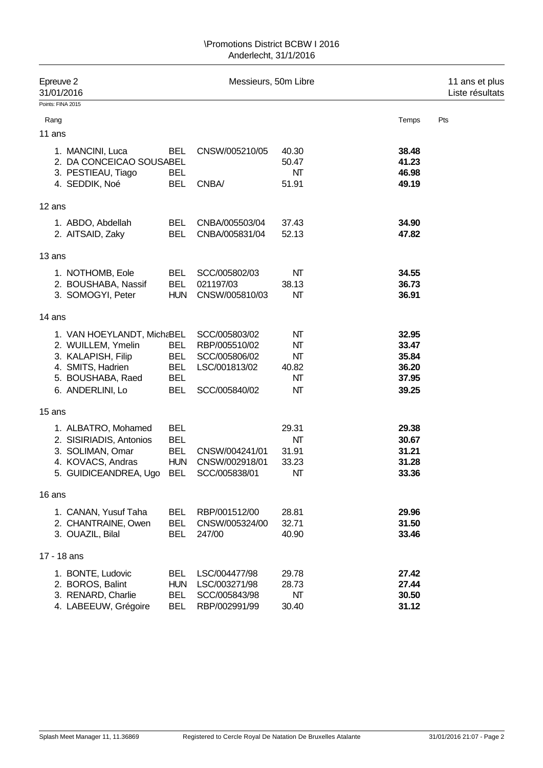\Promotions District BCBW I 2016
Anderlecht, 31/1/2016

**Epreuve 2** — Messieurs, 50m Libre — 11 ans et plus
31/01/2016 — Liste résultats

Points: FINA 2015

| Rang | Nom | Nat. | Club/Licence | Temps d'inscription | Temps | Pts |
|---|---|---|---|---|---|---|
| **11 ans** | | | | | | |
| 1. | MANCINI, Luca | BEL | CNSW/005210/05 | 40.30 | **38.48** | |
| 2. | DA CONCEICAO SOUSA | BEL | | 50.47 | **41.23** | |
| 3. | PESTIEAU, Tiago | BEL | | NT | **46.98** | |
| 4. | SEDDIK, Noé | BEL | CNBA/ | 51.91 | **49.19** | |
| **12 ans** | | | | | | |
| 1. | ABDO, Abdellah | BEL | CNBA/005503/04 | 37.43 | **34.90** | |
| 2. | AITSAID, Zaky | BEL | CNBA/005831/04 | 52.13 | **47.82** | |
| **13 ans** | | | | | | |
| 1. | NOTHOMB, Eole | BEL | SCC/005802/03 | NT | **34.55** | |
| 2. | BOUSHABA, Nassif | BEL | 021197/03 | 38.13 | **36.73** | |
| 3. | SOMOGYI, Peter | HUN | CNSW/005810/03 | NT | **36.91** | |
| **14 ans** | | | | | | |
| 1. | VAN HOEYLANDT, Micha | BEL | SCC/005803/02 | NT | **32.95** | |
| 2. | WUILLEM, Ymelin | BEL | RBP/005510/02 | NT | **33.47** | |
| 3. | KALAPISH, Filip | BEL | SCC/005806/02 | NT | **35.84** | |
| 4. | SMITS, Hadrien | BEL | LSC/001813/02 | 40.82 | **36.20** | |
| 5. | BOUSHABA, Raed | BEL | | NT | **37.95** | |
| 6. | ANDERLINI, Lo | BEL | SCC/005840/02 | NT | **39.25** | |
| **15 ans** | | | | | | |
| 1. | ALBATRO, Mohamed | BEL | | 29.31 | **29.38** | |
| 2. | SISIRIADIS, Antonios | BEL | | NT | **30.67** | |
| 3. | SOLIMAN, Omar | BEL | CNSW/004241/01 | 31.91 | **31.21** | |
| 4. | KOVACS, Andras | HUN | CNSW/002918/01 | 33.23 | **31.28** | |
| 5. | GUIDICEANDREA, Ugo | BEL | SCC/005838/01 | NT | **33.36** | |
| **16 ans** | | | | | | |
| 1. | CANAN, Yusuf Taha | BEL | RBP/001512/00 | 28.81 | **29.96** | |
| 2. | CHANTRAINE, Owen | BEL | CNSW/005324/00 | 32.71 | **31.50** | |
| 3. | OUAZIL, Bilal | BEL | 247/00 | 40.90 | **33.46** | |
| **17 - 18 ans** | | | | | | |
| 1. | BONTE, Ludovic | BEL | LSC/004477/98 | 29.78 | **27.42** | |
| 2. | BOROS, Balint | HUN | LSC/003271/98 | 28.73 | **27.44** | |
| 3. | RENARD, Charlie | BEL | SCC/005843/98 | NT | **30.50** | |
| 4. | LABEEUW, Grégoire | BEL | RBP/002991/99 | 30.40 | **31.12** | |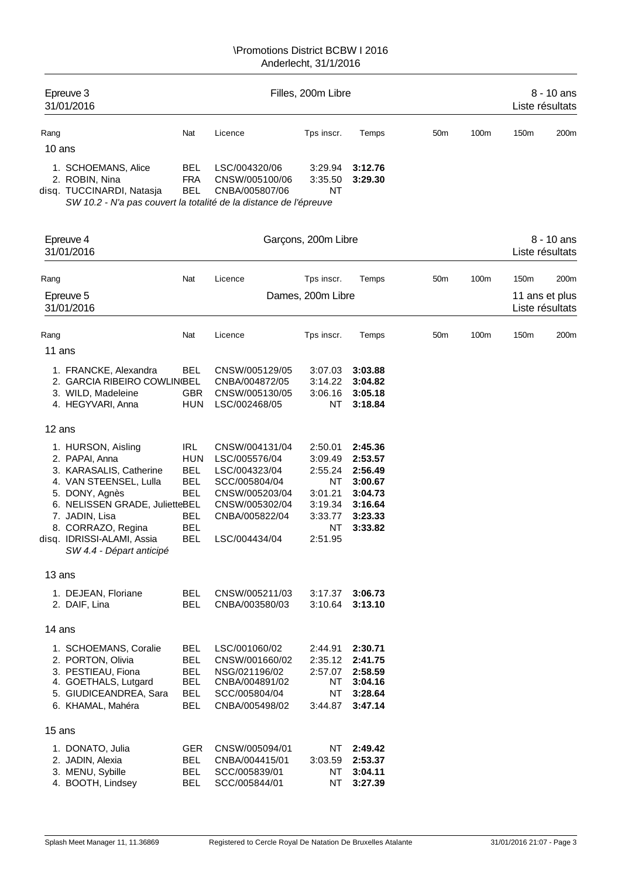\Promotions District BCBW I 2016
Anderlecht, 31/1/2016

## Epreuve 3 — Filles, 200m Libre — 8 - 10 ans

31/01/2016 — Liste résultats

| Rang | | Nat | Licence | Tps inscr. | Temps | 50m | 100m | 150m | 200m |
|---|---|---|---|---|---|---|---|---|---|
| **10 ans** | | | | | | | | | |
| 1. | SCHOEMANS, Alice | BEL | LSC/004320/06 | 3:29.94 | **3:12.76** | | | | |
| 2. | ROBIN, Nina | FRA | CNSW/005100/06 | 3:35.50 | **3:29.30** | | | | |
| disq. | TUCCINARDI, Natasja | BEL | CNBA/005807/06 | NT | | | | | |

*SW 10.2 - N'a pas couvert la totalité de la distance de l'épreuve*

## Epreuve 4 — Garçons, 200m Libre — 8 - 10 ans

31/01/2016 — Liste résultats

| Rang | | Nat | Licence | Tps inscr. | Temps | 50m | 100m | 150m | 200m |
|---|---|---|---|---|---|---|---|---|---|

## Epreuve 5 — Dames, 200m Libre — 11 ans et plus

31/01/2016 — Liste résultats

| Rang | | Nat | Licence | Tps inscr. | Temps | 50m | 100m | 150m | 200m |
|---|---|---|---|---|---|---|---|---|---|
| **11 ans** | | | | | | | | | |
| 1. | FRANCKE, Alexandra | BEL | CNSW/005129/05 | 3:07.03 | **3:03.88** | | | | |
| 2. | GARCIA RIBEIRO COWLIN | BEL | CNBA/004872/05 | 3:14.22 | **3:04.82** | | | | |
| 3. | WILD, Madeleine | GBR | CNSW/005130/05 | 3:06.16 | **3:05.18** | | | | |
| 4. | HEGYVARI, Anna | HUN | LSC/002468/05 | NT | **3:18.84** | | | | |
| **12 ans** | | | | | | | | | |
| 1. | HURSON, Aisling | IRL | CNSW/004131/04 | 2:50.01 | **2:45.36** | | | | |
| 2. | PAPAI, Anna | HUN | LSC/005576/04 | 3:09.49 | **2:53.57** | | | | |
| 3. | KARASALIS, Catherine | BEL | LSC/004323/04 | 2:55.24 | **2:56.49** | | | | |
| 4. | VAN STEENSEL, Lulla | BEL | SCC/005804/04 | NT | **3:00.67** | | | | |
| 5. | DONY, Agnès | BEL | CNSW/005203/04 | 3:01.21 | **3:04.73** | | | | |
| 6. | NELISSEN GRADE, Juliette | BEL | CNSW/005302/04 | 3:19.34 | **3:16.64** | | | | |
| 7. | JADIN, Lisa | BEL | CNBA/005822/04 | 3:33.77 | **3:23.33** | | | | |
| 8. | CORRAZO, Regina | BEL | | NT | **3:33.82** | | | | |
| disq. | IDRISSI-ALAMI, Assia | BEL | LSC/004434/04 | 2:51.95 | | | | | |

*SW 4.4 - Départ anticipé*

| Rang | | Nat | Licence | Tps inscr. | Temps | 50m | 100m | 150m | 200m |
|---|---|---|---|---|---|---|---|---|---|
| **13 ans** | | | | | | | | | |
| 1. | DEJEAN, Floriane | BEL | CNSW/005211/03 | 3:17.37 | **3:06.73** | | | | |
| 2. | DAIF, Lina | BEL | CNBA/003580/03 | 3:10.64 | **3:13.10** | | | | |
| **14 ans** | | | | | | | | | |
| 1. | SCHOEMANS, Coralie | BEL | LSC/001060/02 | 2:44.91 | **2:30.71** | | | | |
| 2. | PORTON, Olivia | BEL | CNSW/001660/02 | 2:35.12 | **2:41.75** | | | | |
| 3. | PESTIEAU, Fiona | BEL | NSG/021196/02 | 2:57.07 | **2:58.59** | | | | |
| 4. | GOETHALS, Lutgard | BEL | CNBA/004891/02 | NT | **3:04.16** | | | | |
| 5. | GIUDICEANDREA, Sara | BEL | SCC/005804/04 | NT | **3:28.64** | | | | |
| 6. | KHAMAL, Mahéra | BEL | CNBA/005498/02 | 3:44.87 | **3:47.14** | | | | |
| **15 ans** | | | | | | | | | |
| 1. | DONATO, Julia | GER | CNSW/005094/01 | NT | **2:49.42** | | | | |
| 2. | JADIN, Alexia | BEL | CNBA/004415/01 | 3:03.59 | **2:53.37** | | | | |
| 3. | MENU, Sybille | BEL | SCC/005839/01 | NT | **3:04.11** | | | | |
| 4. | BOOTH, Lindsey | BEL | SCC/005844/01 | NT | **3:27.39** | | | | |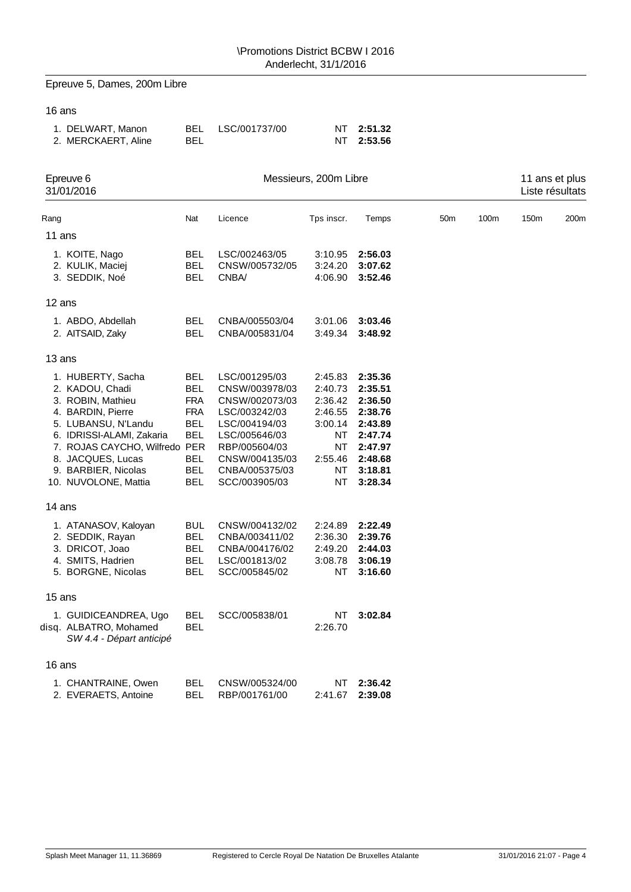\Promotions District BCBW I 2016
Anderlecht, 31/1/2016

## Epreuve 5, Dames, 200m Libre

16 ans

| Rang | Nom | Nat | Licence | Tps inscr. | Temps |
|---|---|---|---|---|---|
| 1. | DELWART, Manon | BEL | LSC/001737/00 | NT | **2:51.32** |
| 2. | MERCKAERT, Aline | BEL | | NT | **2:53.56** |

## Epreuve 6 — Messieurs, 200m Libre — 11 ans et plus

31/01/2016 — Liste résultats

| Rang | | Nat | Licence | Tps inscr. | Temps | 50m | 100m | 150m | 200m |
|---|---|---|---|---|---|---|---|---|---|
| **11 ans** | | | | | | | | | |
| 1. | KOITE, Nago | BEL | LSC/002463/05 | 3:10.95 | **2:56.03** | | | | |
| 2. | KULIK, Maciej | BEL | CNSW/005732/05 | 3:24.20 | **3:07.62** | | | | |
| 3. | SEDDIK, Noé | BEL | CNBA/ | 4:06.90 | **3:52.46** | | | | |
| **12 ans** | | | | | | | | | |
| 1. | ABDO, Abdellah | BEL | CNBA/005503/04 | 3:01.06 | **3:03.46** | | | | |
| 2. | AITSAID, Zaky | BEL | CNBA/005831/04 | 3:49.34 | **3:48.92** | | | | |
| **13 ans** | | | | | | | | | |
| 1. | HUBERTY, Sacha | BEL | LSC/001295/03 | 2:45.83 | **2:35.36** | | | | |
| 2. | KADOU, Chadi | BEL | CNSW/003978/03 | 2:40.73 | **2:35.51** | | | | |
| 3. | ROBIN, Mathieu | FRA | CNSW/002073/03 | 2:36.42 | **2:36.50** | | | | |
| 4. | BARDIN, Pierre | FRA | LSC/003242/03 | 2:46.55 | **2:38.76** | | | | |
| 5. | LUBANSU, N'Landu | BEL | LSC/004194/03 | 3:00.14 | **2:43.89** | | | | |
| 6. | IDRISSI-ALAMI, Zakaria | BEL | LSC/005646/03 | NT | **2:47.74** | | | | |
| 7. | ROJAS CAYCHO, Wilfredo | PER | RBP/005604/03 | NT | **2:47.97** | | | | |
| 8. | JACQUES, Lucas | BEL | CNSW/004135/03 | 2:55.46 | **2:48.68** | | | | |
| 9. | BARBIER, Nicolas | BEL | CNBA/005375/03 | NT | **3:18.81** | | | | |
| 10. | NUVOLONE, Mattia | BEL | SCC/003905/03 | NT | **3:28.34** | | | | |
| **14 ans** | | | | | | | | | |
| 1. | ATANASOV, Kaloyan | BUL | CNSW/004132/02 | 2:24.89 | **2:22.49** | | | | |
| 2. | SEDDIK, Rayan | BEL | CNBA/003411/02 | 2:36.30 | **2:39.76** | | | | |
| 3. | DRICOT, Joao | BEL | CNBA/004176/02 | 2:49.20 | **2:44.03** | | | | |
| 4. | SMITS, Hadrien | BEL | LSC/001813/02 | 3:08.78 | **3:06.19** | | | | |
| 5. | BORGNE, Nicolas | BEL | SCC/005845/02 | NT | **3:16.60** | | | | |
| **15 ans** | | | | | | | | | |
| 1. | GUIDICEANDREA, Ugo | BEL | SCC/005838/01 | NT | **3:02.84** | | | | |
| disq. | ALBATRO, Mohamed *SW 4.4 - Départ anticipé* | BEL | | 2:26.70 | | | | | |
| **16 ans** | | | | | | | | | |
| 1. | CHANTRAINE, Owen | BEL | CNSW/005324/00 | NT | **2:36.42** | | | | |
| 2. | EVERAETS, Antoine | BEL | RBP/001761/00 | 2:41.67 | **2:39.08** | | | | |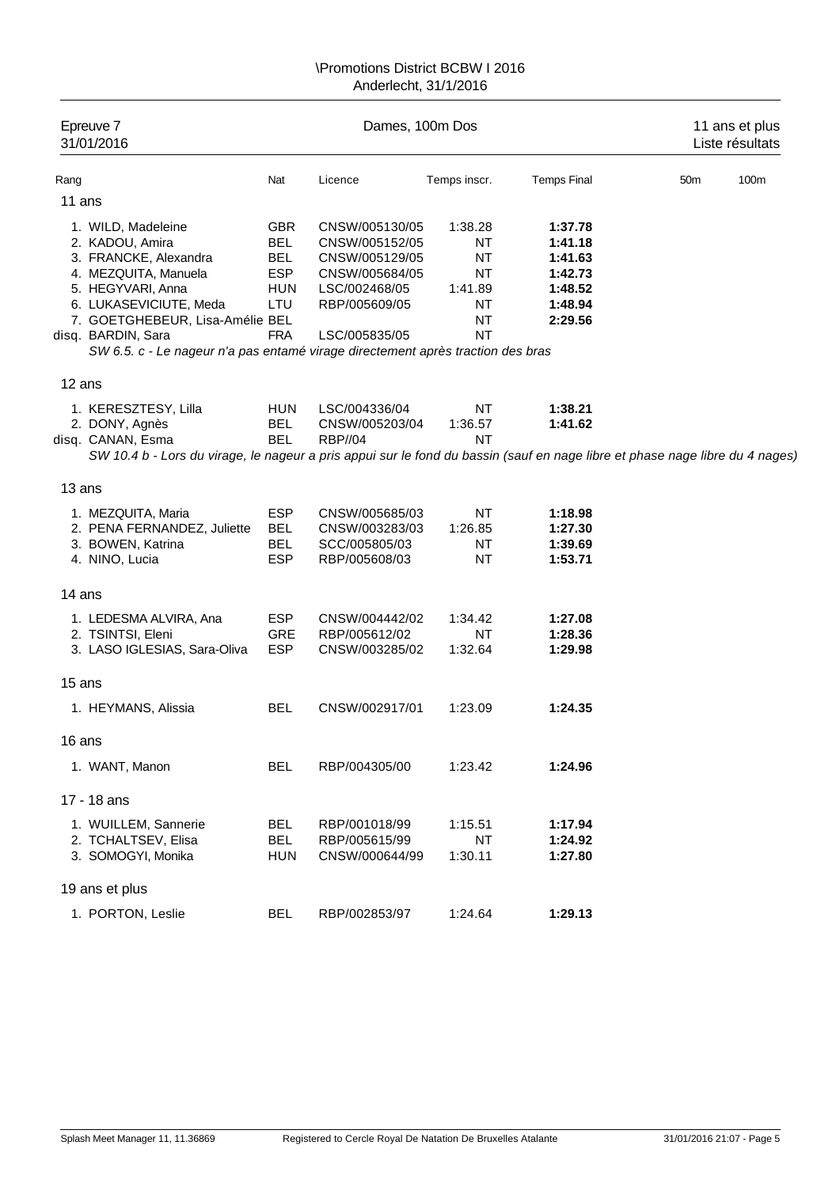# \Promotions District BCBW I 2016

Anderlecht, 31/1/2016

**Epreuve 7** — 31/01/2016 — **Dames, 100m Dos** — 11 ans et plus — Liste résultats

| Rang | Nat | Licence | Temps inscr. | Temps Final | 50m | 100m |
|---|---|---|---|---|---|---|
| **11 ans** | | | | | | |
| 1. WILD, Madeleine | GBR | CNSW/005130/05 | 1:38.28 | **1:37.78** | | |
| 2. KADOU, Amira | BEL | CNSW/005152/05 | NT | **1:41.18** | | |
| 3. FRANCKE, Alexandra | BEL | CNSW/005129/05 | NT | **1:41.63** | | |
| 4. MEZQUITA, Manuela | ESP | CNSW/005684/05 | NT | **1:42.73** | | |
| 5. HEGYVARI, Anna | HUN | LSC/002468/05 | 1:41.89 | **1:48.52** | | |
| 6. LUKASEVICIUTE, Meda | LTU | RBP/005609/05 | NT | **1:48.94** | | |
| 7. GOETGHEBEUR, Lisa-Amélie | BEL | | NT | **2:29.56** | | |
| disq. BARDIN, Sara | FRA | LSC/005835/05 | NT | | | |
| *SW 6.5. c - Le nageur n'a pas entamé virage directement après traction des bras* | | | | | | |
| **12 ans** | | | | | | |
| 1. KERESZTESY, Lilla | HUN | LSC/004336/04 | NT | **1:38.21** | | |
| 2. DONY, Agnès | BEL | CNSW/005203/04 | 1:36.57 | **1:41.62** | | |
| disq. CANAN, Esma | BEL | RBP//04 | NT | | | |
| *SW 10.4 b - Lors du virage, le nageur a pris appui sur le fond du bassin (sauf en nage libre et phase nage libre du 4 nages)* | | | | | | |
| **13 ans** | | | | | | |
| 1. MEZQUITA, Maria | ESP | CNSW/005685/03 | NT | **1:18.98** | | |
| 2. PENA FERNANDEZ, Juliette | BEL | CNSW/003283/03 | 1:26.85 | **1:27.30** | | |
| 3. BOWEN, Katrina | BEL | SCC/005805/03 | NT | **1:39.69** | | |
| 4. NINO, Lucia | ESP | RBP/005608/03 | NT | **1:53.71** | | |
| **14 ans** | | | | | | |
| 1. LEDESMA ALVIRA, Ana | ESP | CNSW/004442/02 | 1:34.42 | **1:27.08** | | |
| 2. TSINTSI, Eleni | GRE | RBP/005612/02 | NT | **1:28.36** | | |
| 3. LASO IGLESIAS, Sara-Oliva | ESP | CNSW/003285/02 | 1:32.64 | **1:29.98** | | |
| **15 ans** | | | | | | |
| 1. HEYMANS, Alissia | BEL | CNSW/002917/01 | 1:23.09 | **1:24.35** | | |
| **16 ans** | | | | | | |
| 1. WANT, Manon | BEL | RBP/004305/00 | 1:23.42 | **1:24.96** | | |
| **17 - 18 ans** | | | | | | |
| 1. WUILLEM, Sannerie | BEL | RBP/001018/99 | 1:15.51 | **1:17.94** | | |
| 2. TCHALTSEV, Elisa | BEL | RBP/005615/99 | NT | **1:24.92** | | |
| 3. SOMOGYI, Monika | HUN | CNSW/000644/99 | 1:30.11 | **1:27.80** | | |
| **19 ans et plus** | | | | | | |
| 1. PORTON, Leslie | BEL | RBP/002853/97 | 1:24.64 | **1:29.13** | | |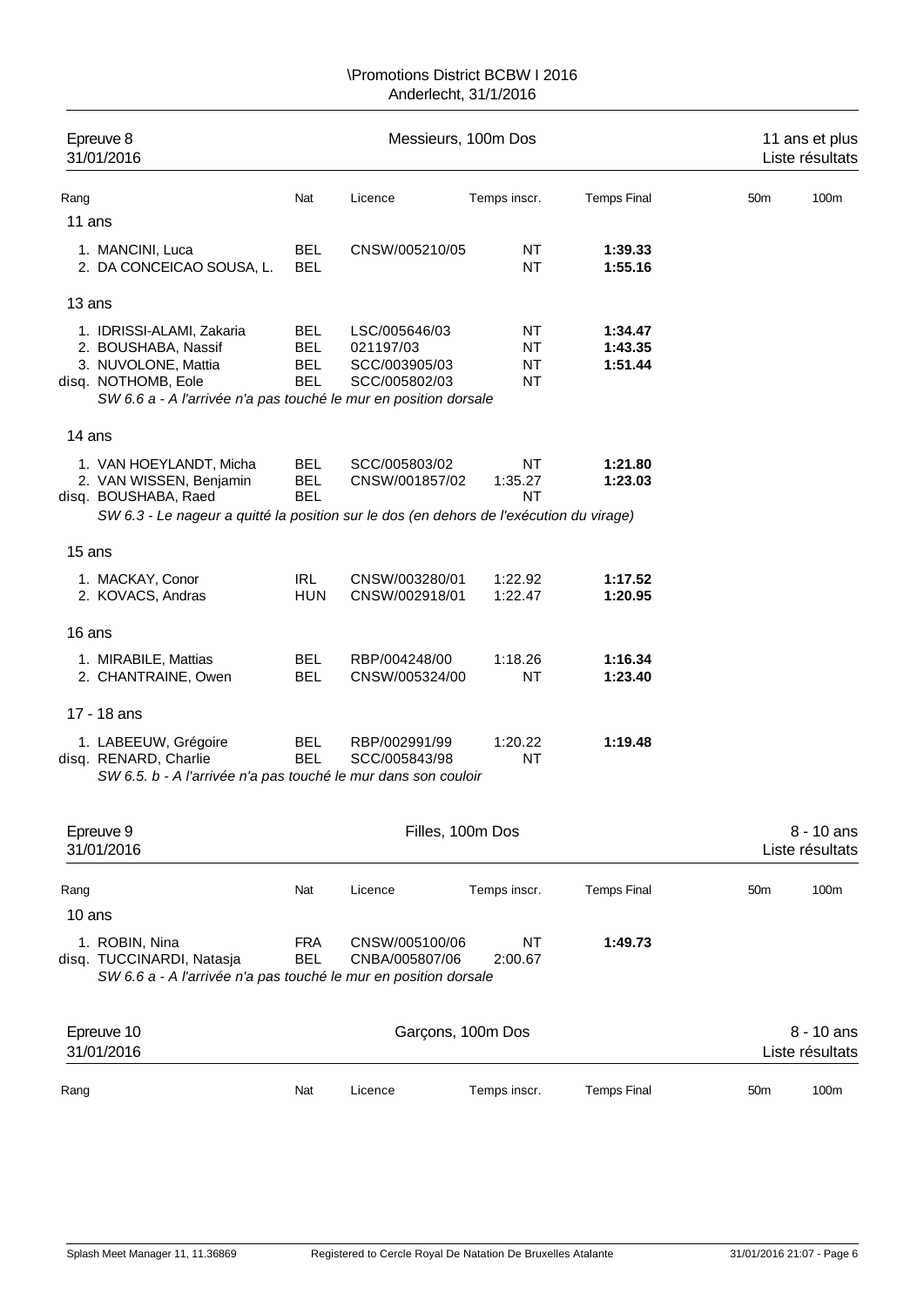\Promotions District BCBW I 2016
Anderlecht, 31/1/2016

## Epreuve 8 — Messieurs, 100m Dos — 11 ans et plus
31/01/2016 — Liste résultats

| Rang | Nat | Licence | Temps inscr. | Temps Final | 50m | 100m |
|---|---|---|---|---|---|---|
| **11 ans** | | | | | | |
| 1. MANCINI, Luca | BEL | CNSW/005210/05 | NT | **1:39.33** | | |
| 2. DA CONCEICAO SOUSA, L. | BEL | | NT | **1:55.16** | | |
| **13 ans** | | | | | | |
| 1. IDRISSI-ALAMI, Zakaria | BEL | LSC/005646/03 | NT | **1:34.47** | | |
| 2. BOUSHABA, Nassif | BEL | 021197/03 | NT | **1:43.35** | | |
| 3. NUVOLONE, Mattia | BEL | SCC/003905/03 | NT | **1:51.44** | | |
| disq. NOTHOMB, Eole | BEL | SCC/005802/03 | NT | | | |
| *SW 6.6 a - A l'arrivée n'a pas touché le mur en position dorsale* | | | | | | |
| **14 ans** | | | | | | |
| 1. VAN HOEYLANDT, Micha | BEL | SCC/005803/02 | NT | **1:21.80** | | |
| 2. VAN WISSEN, Benjamin | BEL | CNSW/001857/02 | 1:35.27 | **1:23.03** | | |
| disq. BOUSHABA, Raed | BEL | | NT | | | |
| *SW 6.3 - Le nageur a quitté la position sur le dos (en dehors de l'exécution du virage)* | | | | | | |
| **15 ans** | | | | | | |
| 1. MACKAY, Conor | IRL | CNSW/003280/01 | 1:22.92 | **1:17.52** | | |
| 2. KOVACS, Andras | HUN | CNSW/002918/01 | 1:22.47 | **1:20.95** | | |
| **16 ans** | | | | | | |
| 1. MIRABILE, Mattias | BEL | RBP/004248/00 | 1:18.26 | **1:16.34** | | |
| 2. CHANTRAINE, Owen | BEL | CNSW/005324/00 | NT | **1:23.40** | | |
| **17 - 18 ans** | | | | | | |
| 1. LABEEUW, Grégoire | BEL | RBP/002991/99 | 1:20.22 | **1:19.48** | | |
| disq. RENARD, Charlie | BEL | SCC/005843/98 | NT | | | |
| *SW 6.5. b - A l'arrivée n'a pas touché le mur dans son couloir* | | | | | | |

## Epreuve 9 — Filles, 100m Dos — 8 - 10 ans
31/01/2016 — Liste résultats

| Rang | Nat | Licence | Temps inscr. | Temps Final | 50m | 100m |
|---|---|---|---|---|---|---|
| **10 ans** | | | | | | |
| 1. ROBIN, Nina | FRA | CNSW/005100/06 | NT | **1:49.73** | | |
| disq. TUCCINARDI, Natasja | BEL | CNBA/005807/06 | 2:00.67 | | | |
| *SW 6.6 a - A l'arrivée n'a pas touché le mur en position dorsale* | | | | | | |

## Epreuve 10 — Garçons, 100m Dos — 8 - 10 ans
31/01/2016 — Liste résultats

| Rang | Nat | Licence | Temps inscr. | Temps Final | 50m | 100m |
|---|---|---|---|---|---|---|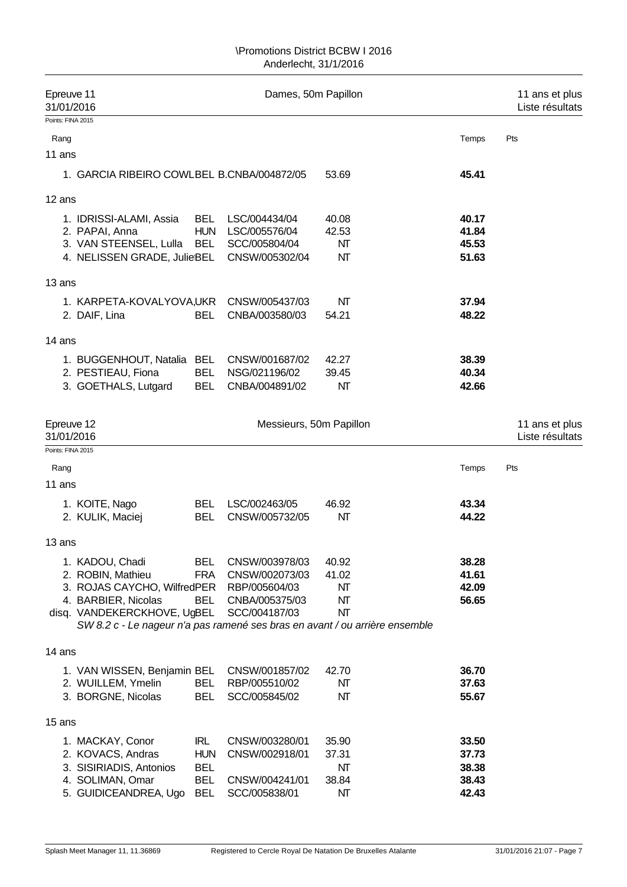\Promotions District BCBW I 2016
Anderlecht, 31/1/2016

## Epreuve 11 — Dames, 50m Papillon — 11 ans et plus

31/01/2016 — Liste résultats

Points: FINA 2015

| Rang | Nom | Nat. | Club/Licence | | Temps | Pts |
|---|---|---|---|---|---|---|
| **11 ans** | | | | | | |
| 1. | GARCIA RIBEIRO COWL | BEL | B.CNBA/004872/05 | 53.69 | **45.41** | |
| **12 ans** | | | | | | |
| 1. | IDRISSI-ALAMI, Assia | BEL | LSC/004434/04 | 40.08 | **40.17** | |
| 2. | PAPAI, Anna | HUN | LSC/005576/04 | 42.53 | **41.84** | |
| 3. | VAN STEENSEL, Lulla | BEL | SCC/005804/04 | NT | **45.53** | |
| 4. | NELISSEN GRADE, Julie | BEL | CNSW/005302/04 | NT | **51.63** | |
| **13 ans** | | | | | | |
| 1. | KARPETA-KOVALYOVA, | UKR | CNSW/005437/03 | NT | **37.94** | |
| 2. | DAIF, Lina | BEL | CNBA/003580/03 | 54.21 | **48.22** | |
| **14 ans** | | | | | | |
| 1. | BUGGENHOUT, Natalia | BEL | CNSW/001687/02 | 42.27 | **38.39** | |
| 2. | PESTIEAU, Fiona | BEL | NSG/021196/02 | 39.45 | **40.34** | |
| 3. | GOETHALS, Lutgard | BEL | CNBA/004891/02 | NT | **42.66** | |

## Epreuve 12 — Messieurs, 50m Papillon — 11 ans et plus

31/01/2016 — Liste résultats

Points: FINA 2015

| Rang | Nom | Nat. | Club/Licence | | Temps | Pts |
|---|---|---|---|---|---|---|
| **11 ans** | | | | | | |
| 1. | KOITE, Nago | BEL | LSC/002463/05 | 46.92 | **43.34** | |
| 2. | KULIK, Maciej | BEL | CNSW/005732/05 | NT | **44.22** | |
| **13 ans** | | | | | | |
| 1. | KADOU, Chadi | BEL | CNSW/003978/03 | 40.92 | **38.28** | |
| 2. | ROBIN, Mathieu | FRA | CNSW/002073/03 | 41.02 | **41.61** | |
| 3. | ROJAS CAYCHO, Wilfred | PER | RBP/005604/03 | NT | **42.09** | |
| 4. | BARBIER, Nicolas | BEL | CNBA/005375/03 | NT | **56.65** | |
| disq. | VANDEKERCKHOVE, Ug | BEL | SCC/004187/03 | NT | | |
| | *SW 8.2 c - Le nageur n'a pas ramené ses bras en avant / ou arrière ensemble* | | | | | |
| **14 ans** | | | | | | |
| 1. | VAN WISSEN, Benjamin | BEL | CNSW/001857/02 | 42.70 | **36.70** | |
| 2. | WUILLEM, Ymelin | BEL | RBP/005510/02 | NT | **37.63** | |
| 3. | BORGNE, Nicolas | BEL | SCC/005845/02 | NT | **55.67** | |
| **15 ans** | | | | | | |
| 1. | MACKAY, Conor | IRL | CNSW/003280/01 | 35.90 | **33.50** | |
| 2. | KOVACS, Andras | HUN | CNSW/002918/01 | 37.31 | **37.73** | |
| 3. | SISIRIADIS, Antonios | BEL | | NT | **38.38** | |
| 4. | SOLIMAN, Omar | BEL | CNSW/004241/01 | 38.84 | **38.43** | |
| 5. | GUIDICEANDREA, Ugo | BEL | SCC/005838/01 | NT | **42.43** | |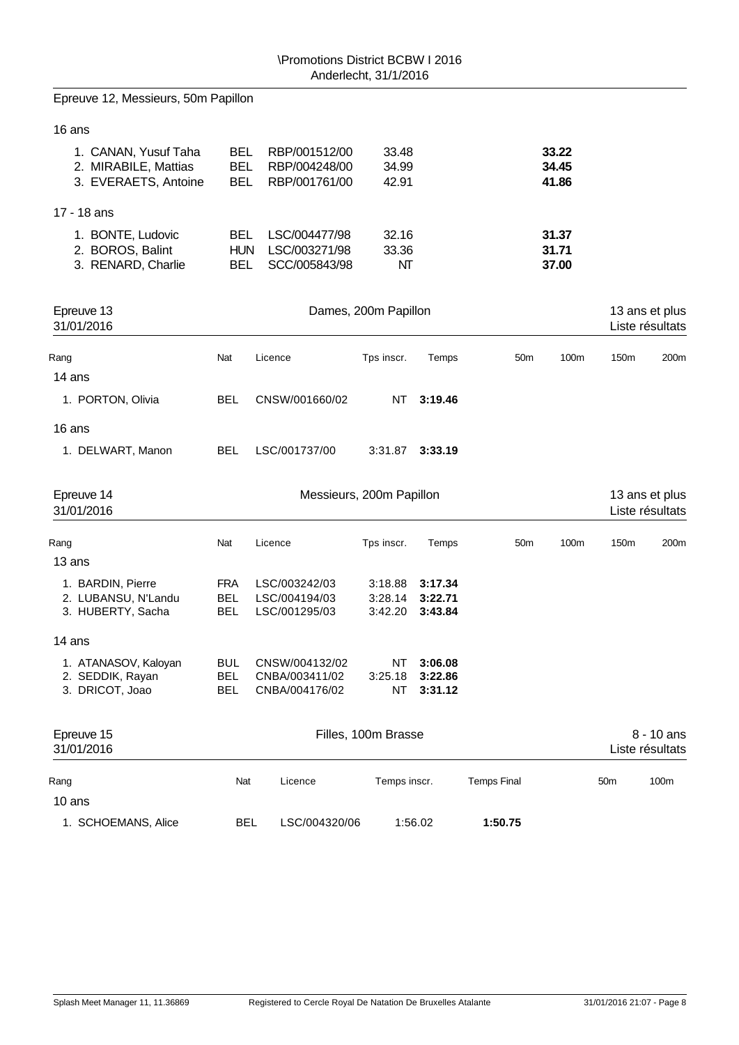\Promotions District BCBW I 2016
Anderlecht, 31/1/2016

## Epreuve 12, Messieurs, 50m Papillon

**16 ans**

| Rang | Nat | Licence | Tps inscr. | Temps |
|---|---|---|---|---|
| 1. CANAN, Yusuf Taha | BEL | RBP/001512/00 | 33.48 | **33.22** |
| 2. MIRABILE, Mattias | BEL | RBP/004248/00 | 34.99 | **34.45** |
| 3. EVERAETS, Antoine | BEL | RBP/001761/00 | 42.91 | **41.86** |

**17 - 18 ans**

| Rang | Nat | Licence | Tps inscr. | Temps |
|---|---|---|---|---|
| 1. BONTE, Ludovic | BEL | LSC/004477/98 | 32.16 | **31.37** |
| 2. BOROS, Balint | HUN | LSC/003271/98 | 33.36 | **31.71** |
| 3. RENARD, Charlie | BEL | SCC/005843/98 | NT | **37.00** |

## Epreuve 13 — Dames, 200m Papillon — 13 ans et plus

31/01/2016 — Liste résultats

| Rang | Nat | Licence | Tps inscr. | Temps | 50m | 100m | 150m | 200m |
|---|---|---|---|---|---|---|---|---|
| **14 ans** | | | | | | | | |
| 1. PORTON, Olivia | BEL | CNSW/001660/02 | NT | **3:19.46** | | | | |
| **16 ans** | | | | | | | | |
| 1. DELWART, Manon | BEL | LSC/001737/00 | 3:31.87 | **3:33.19** | | | | |

## Epreuve 14 — Messieurs, 200m Papillon — 13 ans et plus

31/01/2016 — Liste résultats

| Rang | Nat | Licence | Tps inscr. | Temps | 50m | 100m | 150m | 200m |
|---|---|---|---|---|---|---|---|---|
| **13 ans** | | | | | | | | |
| 1. BARDIN, Pierre | FRA | LSC/003242/03 | 3:18.88 | **3:17.34** | | | | |
| 2. LUBANSU, N'Landu | BEL | LSC/004194/03 | 3:28.14 | **3:22.71** | | | | |
| 3. HUBERTY, Sacha | BEL | LSC/001295/03 | 3:42.20 | **3:43.84** | | | | |
| **14 ans** | | | | | | | | |
| 1. ATANASOV, Kaloyan | BUL | CNSW/004132/02 | NT | **3:06.08** | | | | |
| 2. SEDDIK, Rayan | BEL | CNBA/003411/02 | 3:25.18 | **3:22.86** | | | | |
| 3. DRICOT, Joao | BEL | CNBA/004176/02 | NT | **3:31.12** | | | | |

## Epreuve 15 — Filles, 100m Brasse — 8 - 10 ans

31/01/2016 — Liste résultats

| Rang | Nat | Licence | Temps inscr. | Temps Final | 50m | 100m |
|---|---|---|---|---|---|---|
| **10 ans** | | | | | | |
| 1. SCHOEMANS, Alice | BEL | LSC/004320/06 | 1:56.02 | **1:50.75** | | |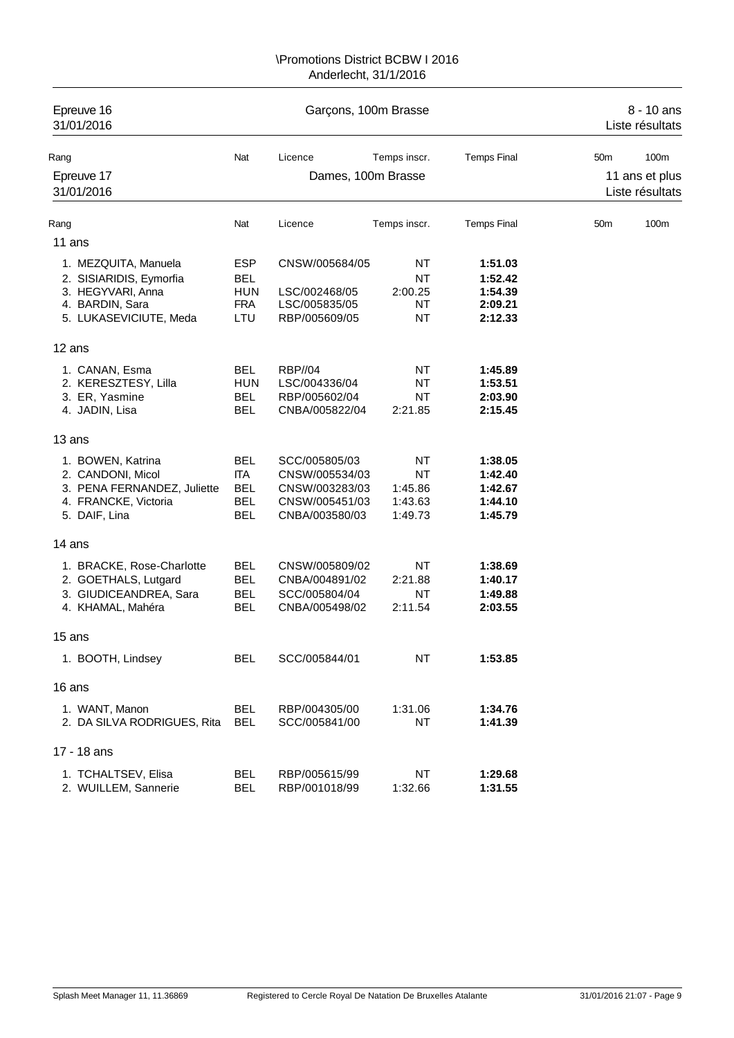\Promotions District BCBW I 2016
Anderlecht, 31/1/2016

## Epreuve 16 — Garçons, 100m Brasse — 8 - 10 ans

31/01/2016 — Liste résultats

| Rang | Nat | Licence | Temps inscr. | Temps Final | 50m | 100m |
|---|---|---|---|---|---|---|

## Epreuve 17 — Dames, 100m Brasse — 11 ans et plus

31/01/2016 — Liste résultats

| Rang | Nat | Licence | Temps inscr. | Temps Final | 50m | 100m |
|---|---|---|---|---|---|---|
| **11 ans** | | | | | | |
| 1. MEZQUITA, Manuela | ESP | CNSW/005684/05 | NT | **1:51.03** | | |
| 2. SISIARIDIS, Eymorfia | BEL | | NT | **1:52.42** | | |
| 3. HEGYVARI, Anna | HUN | LSC/002468/05 | 2:00.25 | **1:54.39** | | |
| 4. BARDIN, Sara | FRA | LSC/005835/05 | NT | **2:09.21** | | |
| 5. LUKASEVICIUTE, Meda | LTU | RBP/005609/05 | NT | **2:12.33** | | |
| **12 ans** | | | | | | |
| 1. CANAN, Esma | BEL | RBP//04 | NT | **1:45.89** | | |
| 2. KERESZTESY, Lilla | HUN | LSC/004336/04 | NT | **1:53.51** | | |
| 3. ER, Yasmine | BEL | RBP/005602/04 | NT | **2:03.90** | | |
| 4. JADIN, Lisa | BEL | CNBA/005822/04 | 2:21.85 | **2:15.45** | | |
| **13 ans** | | | | | | |
| 1. BOWEN, Katrina | BEL | SCC/005805/03 | NT | **1:38.05** | | |
| 2. CANDONI, Micol | ITA | CNSW/005534/03 | NT | **1:42.40** | | |
| 3. PENA FERNANDEZ, Juliette | BEL | CNSW/003283/03 | 1:45.86 | **1:42.67** | | |
| 4. FRANCKE, Victoria | BEL | CNSW/005451/03 | 1:43.63 | **1:44.10** | | |
| 5. DAIF, Lina | BEL | CNBA/003580/03 | 1:49.73 | **1:45.79** | | |
| **14 ans** | | | | | | |
| 1. BRACKE, Rose-Charlotte | BEL | CNSW/005809/02 | NT | **1:38.69** | | |
| 2. GOETHALS, Lutgard | BEL | CNBA/004891/02 | 2:21.88 | **1:40.17** | | |
| 3. GIUDICEANDREA, Sara | BEL | SCC/005804/04 | NT | **1:49.88** | | |
| 4. KHAMAL, Mahéra | BEL | CNBA/005498/02 | 2:11.54 | **2:03.55** | | |
| **15 ans** | | | | | | |
| 1. BOOTH, Lindsey | BEL | SCC/005844/01 | NT | **1:53.85** | | |
| **16 ans** | | | | | | |
| 1. WANT, Manon | BEL | RBP/004305/00 | 1:31.06 | **1:34.76** | | |
| 2. DA SILVA RODRIGUES, Rita | BEL | SCC/005841/00 | NT | **1:41.39** | | |
| **17 - 18 ans** | | | | | | |
| 1. TCHALTSEV, Elisa | BEL | RBP/005615/99 | NT | **1:29.68** | | |
| 2. WUILLEM, Sannerie | BEL | RBP/001018/99 | 1:32.66 | **1:31.55** | | |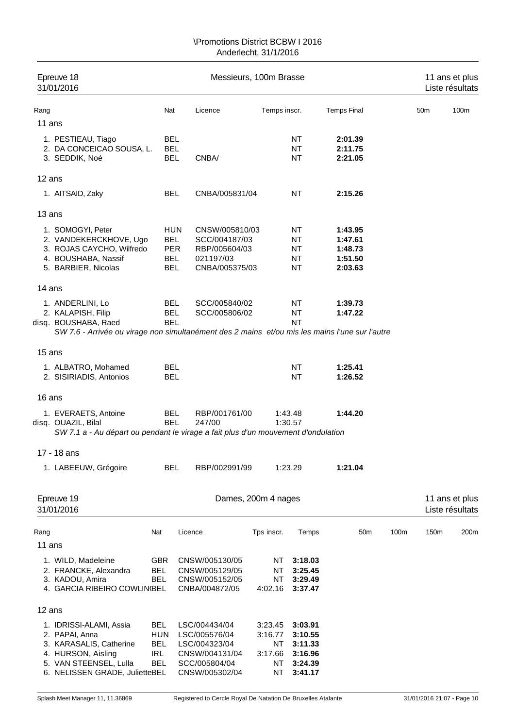\Promotions District BCBW I 2016
Anderlecht, 31/1/2016

## Epreuve 18 — Messieurs, 100m Brasse — 11 ans et plus
31/01/2016 — Liste résultats

| Rang | | Nat | Licence | Temps inscr. | Temps Final | 50m | 100m |
|---|---|---|---|---|---|---|---|
| **11 ans** | | | | | | | |
| 1. | PESTIEAU, Tiago | BEL | | NT | **2:01.39** | | |
| 2. | DA CONCEICAO SOUSA, L. | BEL | | NT | **2:11.75** | | |
| 3. | SEDDIK, Noé | BEL | CNBA/ | NT | **2:21.05** | | |
| **12 ans** | | | | | | | |
| 1. | AITSAID, Zaky | BEL | CNBA/005831/04 | NT | **2:15.26** | | |
| **13 ans** | | | | | | | |
| 1. | SOMOGYI, Peter | HUN | CNSW/005810/03 | NT | **1:43.95** | | |
| 2. | VANDEKERCKHOVE, Ugo | BEL | SCC/004187/03 | NT | **1:47.61** | | |
| 3. | ROJAS CAYCHO, Wilfredo | PER | RBP/005604/03 | NT | **1:48.73** | | |
| 4. | BOUSHABA, Nassif | BEL | 021197/03 | NT | **1:51.50** | | |
| 5. | BARBIER, Nicolas | BEL | CNBA/005375/03 | NT | **2:03.63** | | |
| **14 ans** | | | | | | | |
| 1. | ANDERLINI, Lo | BEL | SCC/005840/02 | NT | **1:39.73** | | |
| 2. | KALAPISH, Filip | BEL | SCC/005806/02 | NT | **1:47.22** | | |
| disq. | BOUSHABA, Raed | BEL | | NT | | | |
| | *SW 7.6 - Arrivée ou virage non simultanément des 2 mains et/ou mis les mains l'une sur l'autre* | | | | | | |
| **15 ans** | | | | | | | |
| 1. | ALBATRO, Mohamed | BEL | | NT | **1:25.41** | | |
| 2. | SISIRIADIS, Antonios | BEL | | NT | **1:26.52** | | |
| **16 ans** | | | | | | | |
| 1. | EVERAETS, Antoine | BEL | RBP/001761/00 | 1:43.48 | **1:44.20** | | |
| disq. | OUAZIL, Bilal | BEL | 247/00 | 1:30.57 | | | |
| | *SW 7.1 a - Au départ ou pendant le virage a fait plus d'un mouvement d'ondulation* | | | | | | |
| **17 - 18 ans** | | | | | | | |
| 1. | LABEEUW, Grégoire | BEL | RBP/002991/99 | 1:23.29 | **1:21.04** | | |

## Epreuve 19 — Dames, 200m 4 nages — 11 ans et plus
31/01/2016 — Liste résultats

| Rang | | Nat | Licence | Tps inscr. | Temps | 50m | 100m | 150m | 200m |
|---|---|---|---|---|---|---|---|---|---|
| **11 ans** | | | | | | | | | |
| 1. | WILD, Madeleine | GBR | CNSW/005130/05 | NT | **3:18.03** | | | | |
| 2. | FRANCKE, Alexandra | BEL | CNSW/005129/05 | NT | **3:25.45** | | | | |
| 3. | KADOU, Amira | BEL | CNSW/005152/05 | NT | **3:29.49** | | | | |
| 4. | GARCIA RIBEIRO COWLIN | BEL | CNBA/004872/05 | 4:02.16 | **3:37.47** | | | | |
| **12 ans** | | | | | | | | | |
| 1. | IDRISSI-ALAMI, Assia | BEL | LSC/004434/04 | 3:23.45 | **3:03.91** | | | | |
| 2. | PAPAI, Anna | HUN | LSC/005576/04 | 3:16.77 | **3:10.55** | | | | |
| 3. | KARASALIS, Catherine | BEL | LSC/004323/04 | NT | **3:11.33** | | | | |
| 4. | HURSON, Aisling | IRL | CNSW/004131/04 | 3:17.66 | **3:16.96** | | | | |
| 5. | VAN STEENSEL, Lulla | BEL | SCC/005804/04 | NT | **3:24.39** | | | | |
| 6. | NELISSEN GRADE, Juliette | BEL | CNSW/005302/04 | NT | **3:41.17** | | | | |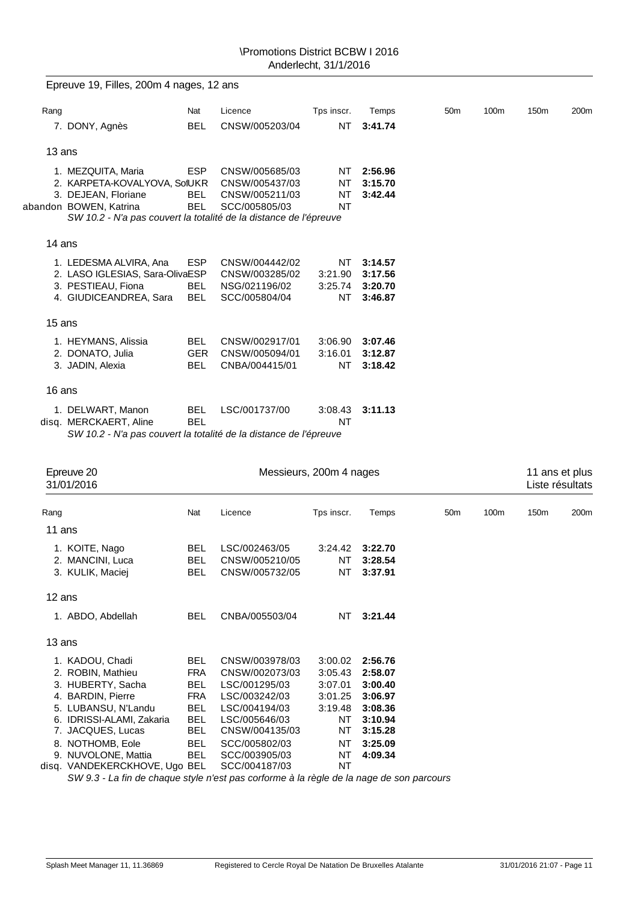\Promotions District BCBW I 2016
Anderlecht, 31/1/2016

## Epreuve 19, Filles, 200m 4 nages, 12 ans

| Rang | | Nat | Licence | Tps inscr. | Temps | 50m | 100m | 150m | 200m |
|---|---|---|---|---|---|---|---|---|---|
| 7. | DONY, Agnès | BEL | CNSW/005203/04 | NT | **3:41.74** | | | | |
| **13 ans** | | | | | | | | | |
| 1. | MEZQUITA, Maria | ESP | CNSW/005685/03 | NT | **2:56.96** | | | | |
| 2. | KARPETA-KOVALYOVA, Sol | UKR | CNSW/005437/03 | NT | **3:15.70** | | | | |
| 3. | DEJEAN, Floriane | BEL | CNSW/005211/03 | NT | **3:42.44** | | | | |
| abandon | BOWEN, Katrina | BEL | SCC/005805/03 | NT | | | | | |
| | *SW 10.2 - N'a pas couvert la totalité de la distance de l'épreuve* | | | | | | | | |
| **14 ans** | | | | | | | | | |
| 1. | LEDESMA ALVIRA, Ana | ESP | CNSW/004442/02 | NT | **3:14.57** | | | | |
| 2. | LASO IGLESIAS, Sara-Oliva | ESP | CNSW/003285/02 | 3:21.90 | **3:17.56** | | | | |
| 3. | PESTIEAU, Fiona | BEL | NSG/021196/02 | 3:25.74 | **3:20.70** | | | | |
| 4. | GIUDICEANDREA, Sara | BEL | SCC/005804/04 | NT | **3:46.87** | | | | |
| **15 ans** | | | | | | | | | |
| 1. | HEYMANS, Alissia | BEL | CNSW/002917/01 | 3:06.90 | **3:07.46** | | | | |
| 2. | DONATO, Julia | GER | CNSW/005094/01 | 3:16.01 | **3:12.87** | | | | |
| 3. | JADIN, Alexia | BEL | CNBA/004415/01 | NT | **3:18.42** | | | | |
| **16 ans** | | | | | | | | | |
| 1. | DELWART, Manon | BEL | LSC/001737/00 | 3:08.43 | **3:11.13** | | | | |
| disq. | MERCKAERT, Aline | BEL | | NT | | | | | |
| | *SW 10.2 - N'a pas couvert la totalité de la distance de l'épreuve* | | | | | | | | |

## Epreuve 20 — Messieurs, 200m 4 nages — 11 ans et plus

31/01/2016 — Liste résultats

| Rang | | Nat | Licence | Tps inscr. | Temps | 50m | 100m | 150m | 200m |
|---|---|---|---|---|---|---|---|---|---|
| **11 ans** | | | | | | | | | |
| 1. | KOITE, Nago | BEL | LSC/002463/05 | 3:24.42 | **3:22.70** | | | | |
| 2. | MANCINI, Luca | BEL | CNSW/005210/05 | NT | **3:28.54** | | | | |
| 3. | KULIK, Maciej | BEL | CNSW/005732/05 | NT | **3:37.91** | | | | |
| **12 ans** | | | | | | | | | |
| 1. | ABDO, Abdellah | BEL | CNBA/005503/04 | NT | **3:21.44** | | | | |
| **13 ans** | | | | | | | | | |
| 1. | KADOU, Chadi | BEL | CNSW/003978/03 | 3:00.02 | **2:56.76** | | | | |
| 2. | ROBIN, Mathieu | FRA | CNSW/002073/03 | 3:05.43 | **2:58.07** | | | | |
| 3. | HUBERTY, Sacha | BEL | LSC/001295/03 | 3:07.01 | **3:00.40** | | | | |
| 4. | BARDIN, Pierre | FRA | LSC/003242/03 | 3:01.25 | **3:06.97** | | | | |
| 5. | LUBANSU, N'Landu | BEL | LSC/004194/03 | 3:19.48 | **3:08.36** | | | | |
| 6. | IDRISSI-ALAMI, Zakaria | BEL | LSC/005646/03 | NT | **3:10.94** | | | | |
| 7. | JACQUES, Lucas | BEL | CNSW/004135/03 | NT | **3:15.28** | | | | |
| 8. | NOTHOMB, Eole | BEL | SCC/005802/03 | NT | **3:25.09** | | | | |
| 9. | NUVOLONE, Mattia | BEL | SCC/003905/03 | NT | **4:09.34** | | | | |
| disq. | VANDEKERCKHOVE, Ugo | BEL | SCC/004187/03 | NT | | | | | |
| | *SW 9.3 - La fin de chaque style n'est pas corforme à la règle de la nage de son parcours* | | | | | | | | |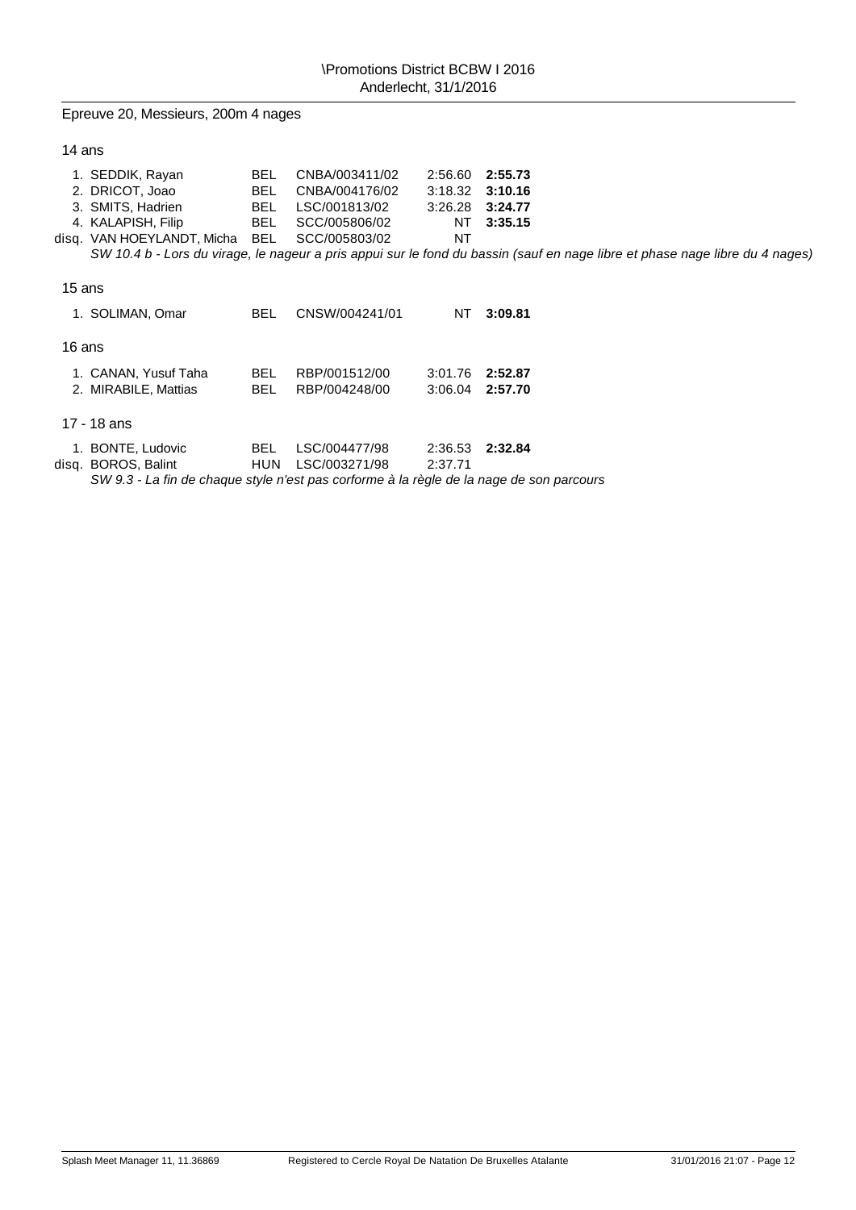\Promotions District BCBW I 2016
Anderlecht, 31/1/2016

## Epreuve 20, Messieurs, 200m 4 nages

### 14 ans

| | | | | | |
|---|---|---|---|---|---|
| 1. | SEDDIK, Rayan | BEL | CNBA/003411/02 | 2:56.60 | **2:55.73** |
| 2. | DRICOT, Joao | BEL | CNBA/004176/02 | 3:18.32 | **3:10.16** |
| 3. | SMITS, Hadrien | BEL | LSC/001813/02 | 3:26.28 | **3:24.77** |
| 4. | KALAPISH, Filip | BEL | SCC/005806/02 | NT | **3:35.15** |
| disq. | VAN HOEYLANDT, Micha | BEL | SCC/005803/02 | NT | |

*SW 10.4 b - Lors du virage, le nageur a pris appui sur le fond du bassin (sauf en nage libre et phase nage libre du 4 nages)*

### 15 ans

| | | | | | |
|---|---|---|---|---|---|
| 1. | SOLIMAN, Omar | BEL | CNSW/004241/01 | NT | **3:09.81** |

### 16 ans

| | | | | | |
|---|---|---|---|---|---|
| 1. | CANAN, Yusuf Taha | BEL | RBP/001512/00 | 3:01.76 | **2:52.87** |
| 2. | MIRABILE, Mattias | BEL | RBP/004248/00 | 3:06.04 | **2:57.70** |

### 17 - 18 ans

| | | | | | |
|---|---|---|---|---|---|
| 1. | BONTE, Ludovic | BEL | LSC/004477/98 | 2:36.53 | **2:32.84** |
| disq. | BOROS, Balint | HUN | LSC/003271/98 | 2:37.71 | |

*SW 9.3 - La fin de chaque style n'est pas corforme à la règle de la nage de son parcours*